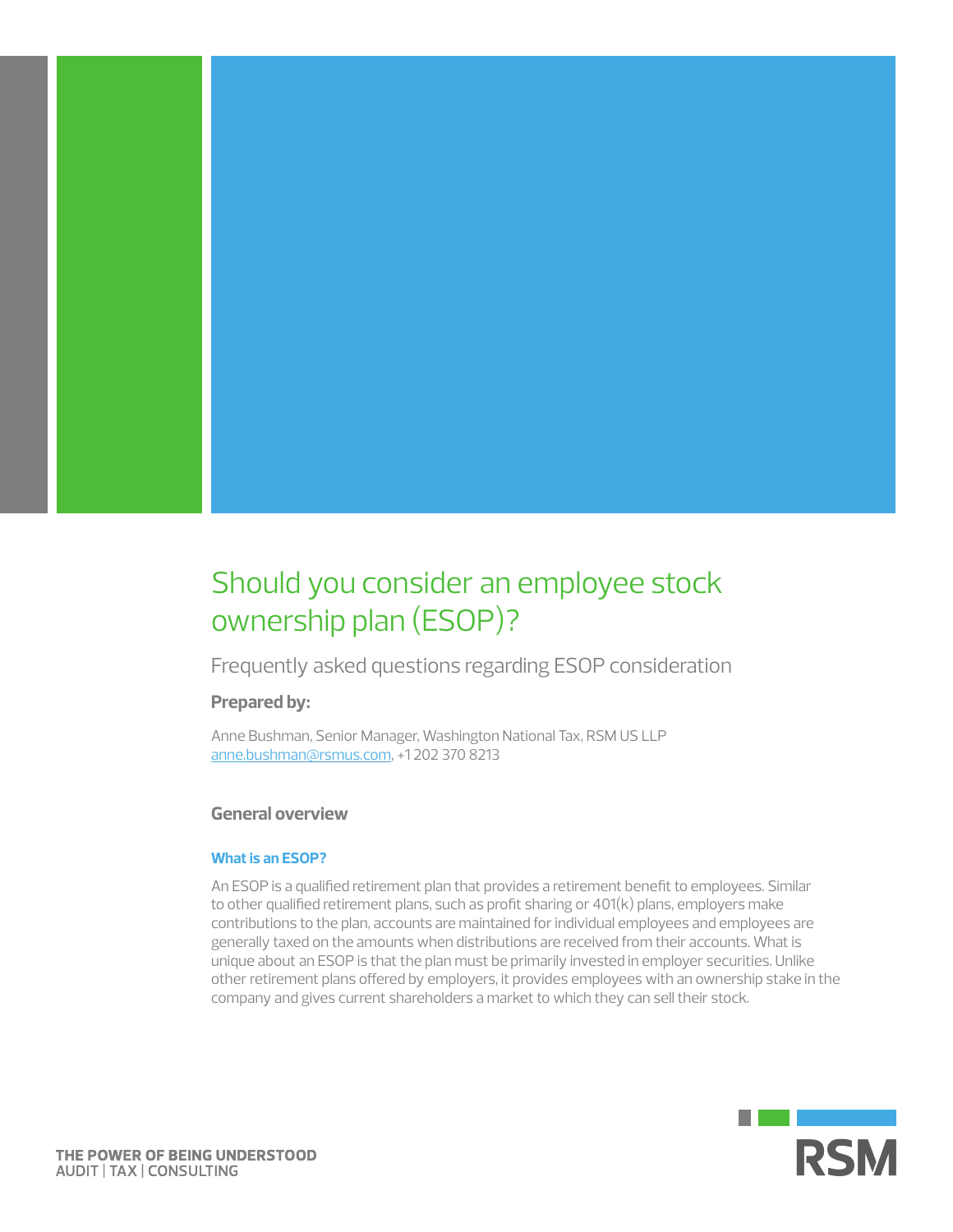# Should you consider an employee stock ownership plan (ESOP)?

Frequently asked questions regarding ESOP consideration

**Prepared by:**

Anne Bushman, Senior Manager, Washington National Tax, RSM US LLP
anne.bushman@rsmus.com, +1 202 370 8213

## General overview

### What is an ESOP?

An ESOP is a qualified retirement plan that provides a retirement benefit to employees. Similar to other qualified retirement plans, such as profit sharing or 401(k) plans, employers make contributions to the plan, accounts are maintained for individual employees and employees are generally taxed on the amounts when distributions are received from their accounts. What is unique about an ESOP is that the plan must be primarily invested in employer securities. Unlike other retirement plans offered by employers, it provides employees with an ownership stake in the company and gives current shareholders a market to which they can sell their stock.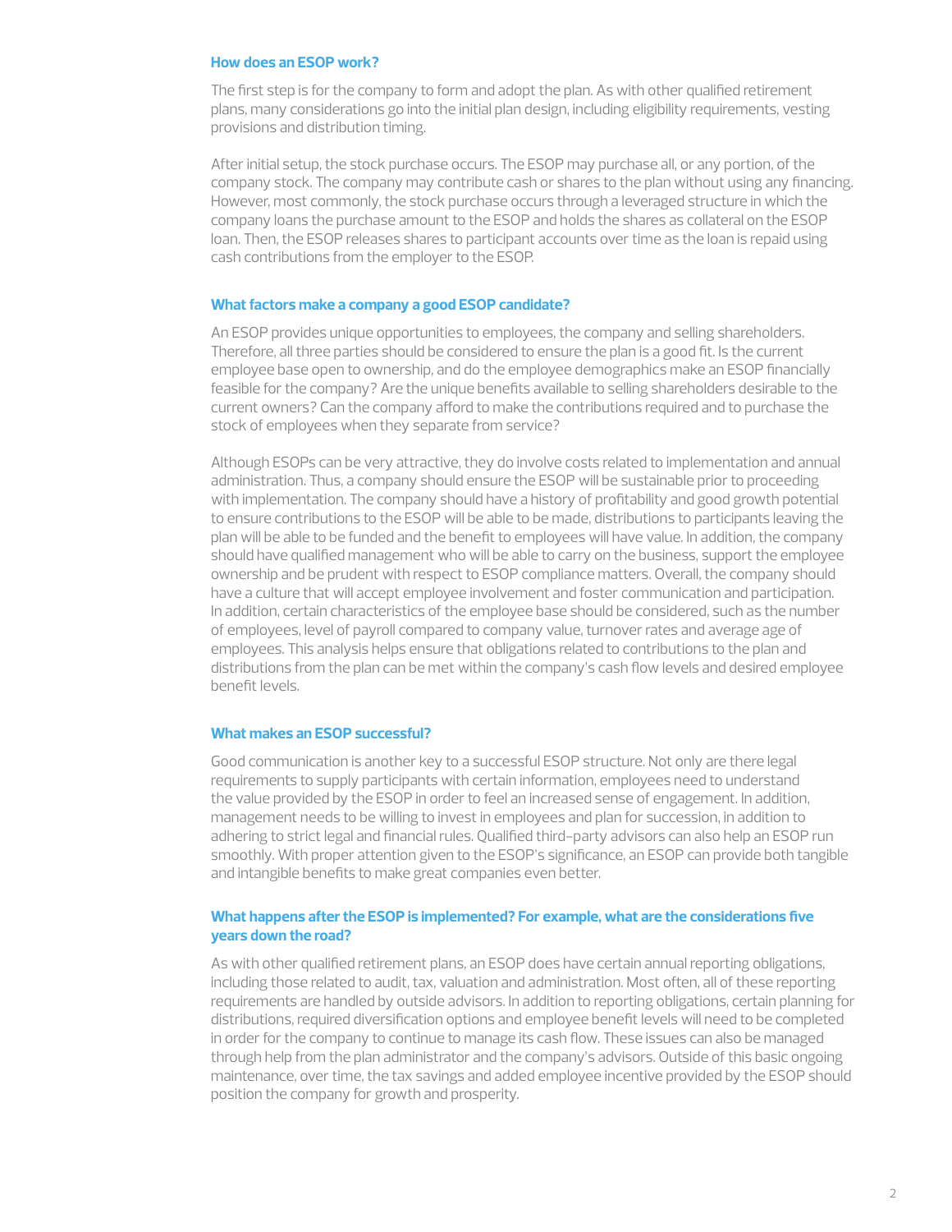### How does an ESOP work?

The first step is for the company to form and adopt the plan. As with other qualified retirement plans, many considerations go into the initial plan design, including eligibility requirements, vesting provisions and distribution timing.

After initial setup, the stock purchase occurs. The ESOP may purchase all, or any portion, of the company stock. The company may contribute cash or shares to the plan without using any financing. However, most commonly, the stock purchase occurs through a leveraged structure in which the company loans the purchase amount to the ESOP and holds the shares as collateral on the ESOP loan. Then, the ESOP releases shares to participant accounts over time as the loan is repaid using cash contributions from the employer to the ESOP.

### What factors make a company a good ESOP candidate?

An ESOP provides unique opportunities to employees, the company and selling shareholders. Therefore, all three parties should be considered to ensure the plan is a good fit. Is the current employee base open to ownership, and do the employee demographics make an ESOP financially feasible for the company? Are the unique benefits available to selling shareholders desirable to the current owners? Can the company afford to make the contributions required and to purchase the stock of employees when they separate from service?

Although ESOPs can be very attractive, they do involve costs related to implementation and annual administration. Thus, a company should ensure the ESOP will be sustainable prior to proceeding with implementation. The company should have a history of profitability and good growth potential to ensure contributions to the ESOP will be able to be made, distributions to participants leaving the plan will be able to be funded and the benefit to employees will have value. In addition, the company should have qualified management who will be able to carry on the business, support the employee ownership and be prudent with respect to ESOP compliance matters. Overall, the company should have a culture that will accept employee involvement and foster communication and participation. In addition, certain characteristics of the employee base should be considered, such as the number of employees, level of payroll compared to company value, turnover rates and average age of employees. This analysis helps ensure that obligations related to contributions to the plan and distributions from the plan can be met within the company's cash flow levels and desired employee benefit levels.

### What makes an ESOP successful?

Good communication is another key to a successful ESOP structure. Not only are there legal requirements to supply participants with certain information, employees need to understand the value provided by the ESOP in order to feel an increased sense of engagement. In addition, management needs to be willing to invest in employees and plan for succession, in addition to adhering to strict legal and financial rules. Qualified third-party advisors can also help an ESOP run smoothly. With proper attention given to the ESOP's significance, an ESOP can provide both tangible and intangible benefits to make great companies even better.

### What happens after the ESOP is implemented? For example, what are the considerations five years down the road?

As with other qualified retirement plans, an ESOP does have certain annual reporting obligations, including those related to audit, tax, valuation and administration. Most often, all of these reporting requirements are handled by outside advisors. In addition to reporting obligations, certain planning for distributions, required diversification options and employee benefit levels will need to be completed in order for the company to continue to manage its cash flow. These issues can also be managed through help from the plan administrator and the company's advisors. Outside of this basic ongoing maintenance, over time, the tax savings and added employee incentive provided by the ESOP should position the company for growth and prosperity.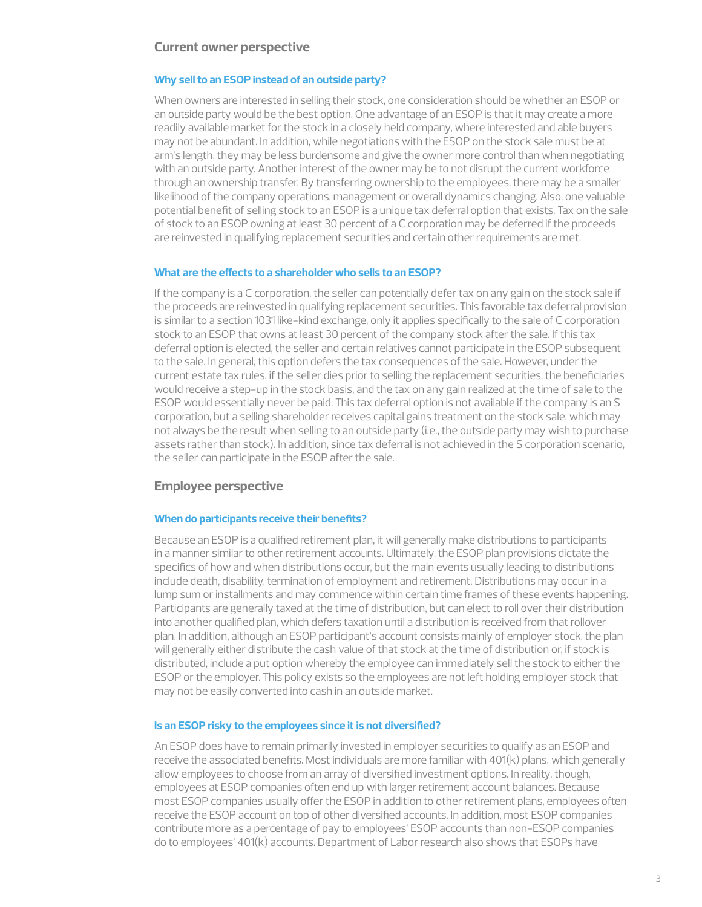## Current owner perspective

### Why sell to an ESOP instead of an outside party?

When owners are interested in selling their stock, one consideration should be whether an ESOP or an outside party would be the best option. One advantage of an ESOP is that it may create a more readily available market for the stock in a closely held company, where interested and able buyers may not be abundant. In addition, while negotiations with the ESOP on the stock sale must be at arm's length, they may be less burdensome and give the owner more control than when negotiating with an outside party. Another interest of the owner may be to not disrupt the current workforce through an ownership transfer. By transferring ownership to the employees, there may be a smaller likelihood of the company operations, management or overall dynamics changing. Also, one valuable potential benefit of selling stock to an ESOP is a unique tax deferral option that exists. Tax on the sale of stock to an ESOP owning at least 30 percent of a C corporation may be deferred if the proceeds are reinvested in qualifying replacement securities and certain other requirements are met.

### What are the effects to a shareholder who sells to an ESOP?

If the company is a C corporation, the seller can potentially defer tax on any gain on the stock sale if the proceeds are reinvested in qualifying replacement securities. This favorable tax deferral provision is similar to a section 1031 like-kind exchange, only it applies specifically to the sale of C corporation stock to an ESOP that owns at least 30 percent of the company stock after the sale. If this tax deferral option is elected, the seller and certain relatives cannot participate in the ESOP subsequent to the sale. In general, this option defers the tax consequences of the sale. However, under the current estate tax rules, if the seller dies prior to selling the replacement securities, the beneficiaries would receive a step-up in the stock basis, and the tax on any gain realized at the time of sale to the ESOP would essentially never be paid. This tax deferral option is not available if the company is an S corporation, but a selling shareholder receives capital gains treatment on the stock sale, which may not always be the result when selling to an outside party (i.e., the outside party may wish to purchase assets rather than stock). In addition, since tax deferral is not achieved in the S corporation scenario, the seller can participate in the ESOP after the sale.

## Employee perspective

### When do participants receive their benefits?

Because an ESOP is a qualified retirement plan, it will generally make distributions to participants in a manner similar to other retirement accounts. Ultimately, the ESOP plan provisions dictate the specifics of how and when distributions occur, but the main events usually leading to distributions include death, disability, termination of employment and retirement. Distributions may occur in a lump sum or installments and may commence within certain time frames of these events happening. Participants are generally taxed at the time of distribution, but can elect to roll over their distribution into another qualified plan, which defers taxation until a distribution is received from that rollover plan. In addition, although an ESOP participant's account consists mainly of employer stock, the plan will generally either distribute the cash value of that stock at the time of distribution or, if stock is distributed, include a put option whereby the employee can immediately sell the stock to either the ESOP or the employer. This policy exists so the employees are not left holding employer stock that may not be easily converted into cash in an outside market.

### Is an ESOP risky to the employees since it is not diversified?

An ESOP does have to remain primarily invested in employer securities to qualify as an ESOP and receive the associated benefits. Most individuals are more familiar with 401(k) plans, which generally allow employees to choose from an array of diversified investment options. In reality, though, employees at ESOP companies often end up with larger retirement account balances. Because most ESOP companies usually offer the ESOP in addition to other retirement plans, employees often receive the ESOP account on top of other diversified accounts. In addition, most ESOP companies contribute more as a percentage of pay to employees' ESOP accounts than non-ESOP companies do to employees' 401(k) accounts. Department of Labor research also shows that ESOPs have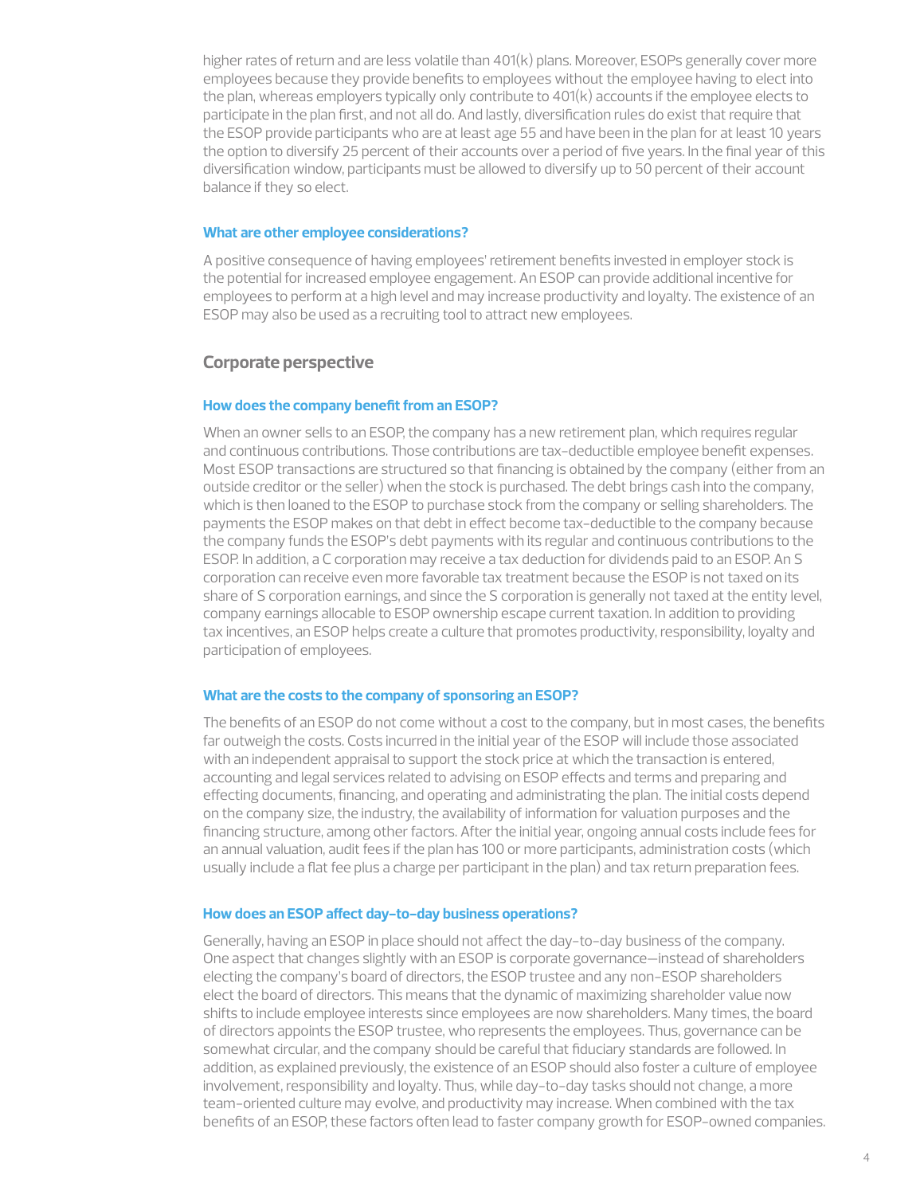higher rates of return and are less volatile than 401(k) plans. Moreover, ESOPs generally cover more employees because they provide benefits to employees without the employee having to elect into the plan, whereas employers typically only contribute to 401(k) accounts if the employee elects to participate in the plan first, and not all do. And lastly, diversification rules do exist that require that the ESOP provide participants who are at least age 55 and have been in the plan for at least 10 years the option to diversify 25 percent of their accounts over a period of five years. In the final year of this diversification window, participants must be allowed to diversify up to 50 percent of their account balance if they so elect.

### What are other employee considerations?

A positive consequence of having employees' retirement benefits invested in employer stock is the potential for increased employee engagement. An ESOP can provide additional incentive for employees to perform at a high level and may increase productivity and loyalty. The existence of an ESOP may also be used as a recruiting tool to attract new employees.

## Corporate perspective

### How does the company benefit from an ESOP?

When an owner sells to an ESOP, the company has a new retirement plan, which requires regular and continuous contributions. Those contributions are tax-deductible employee benefit expenses. Most ESOP transactions are structured so that financing is obtained by the company (either from an outside creditor or the seller) when the stock is purchased. The debt brings cash into the company, which is then loaned to the ESOP to purchase stock from the company or selling shareholders. The payments the ESOP makes on that debt in effect become tax-deductible to the company because the company funds the ESOP's debt payments with its regular and continuous contributions to the ESOP. In addition, a C corporation may receive a tax deduction for dividends paid to an ESOP. An S corporation can receive even more favorable tax treatment because the ESOP is not taxed on its share of S corporation earnings, and since the S corporation is generally not taxed at the entity level, company earnings allocable to ESOP ownership escape current taxation. In addition to providing tax incentives, an ESOP helps create a culture that promotes productivity, responsibility, loyalty and participation of employees.

### What are the costs to the company of sponsoring an ESOP?

The benefits of an ESOP do not come without a cost to the company, but in most cases, the benefits far outweigh the costs. Costs incurred in the initial year of the ESOP will include those associated with an independent appraisal to support the stock price at which the transaction is entered, accounting and legal services related to advising on ESOP effects and terms and preparing and effecting documents, financing, and operating and administrating the plan. The initial costs depend on the company size, the industry, the availability of information for valuation purposes and the financing structure, among other factors. After the initial year, ongoing annual costs include fees for an annual valuation, audit fees if the plan has 100 or more participants, administration costs (which usually include a flat fee plus a charge per participant in the plan) and tax return preparation fees.

### How does an ESOP affect day-to-day business operations?

Generally, having an ESOP in place should not affect the day-to-day business of the company. One aspect that changes slightly with an ESOP is corporate governance—instead of shareholders electing the company's board of directors, the ESOP trustee and any non-ESOP shareholders elect the board of directors. This means that the dynamic of maximizing shareholder value now shifts to include employee interests since employees are now shareholders. Many times, the board of directors appoints the ESOP trustee, who represents the employees. Thus, governance can be somewhat circular, and the company should be careful that fiduciary standards are followed. In addition, as explained previously, the existence of an ESOP should also foster a culture of employee involvement, responsibility and loyalty. Thus, while day-to-day tasks should not change, a more team-oriented culture may evolve, and productivity may increase. When combined with the tax benefits of an ESOP, these factors often lead to faster company growth for ESOP-owned companies.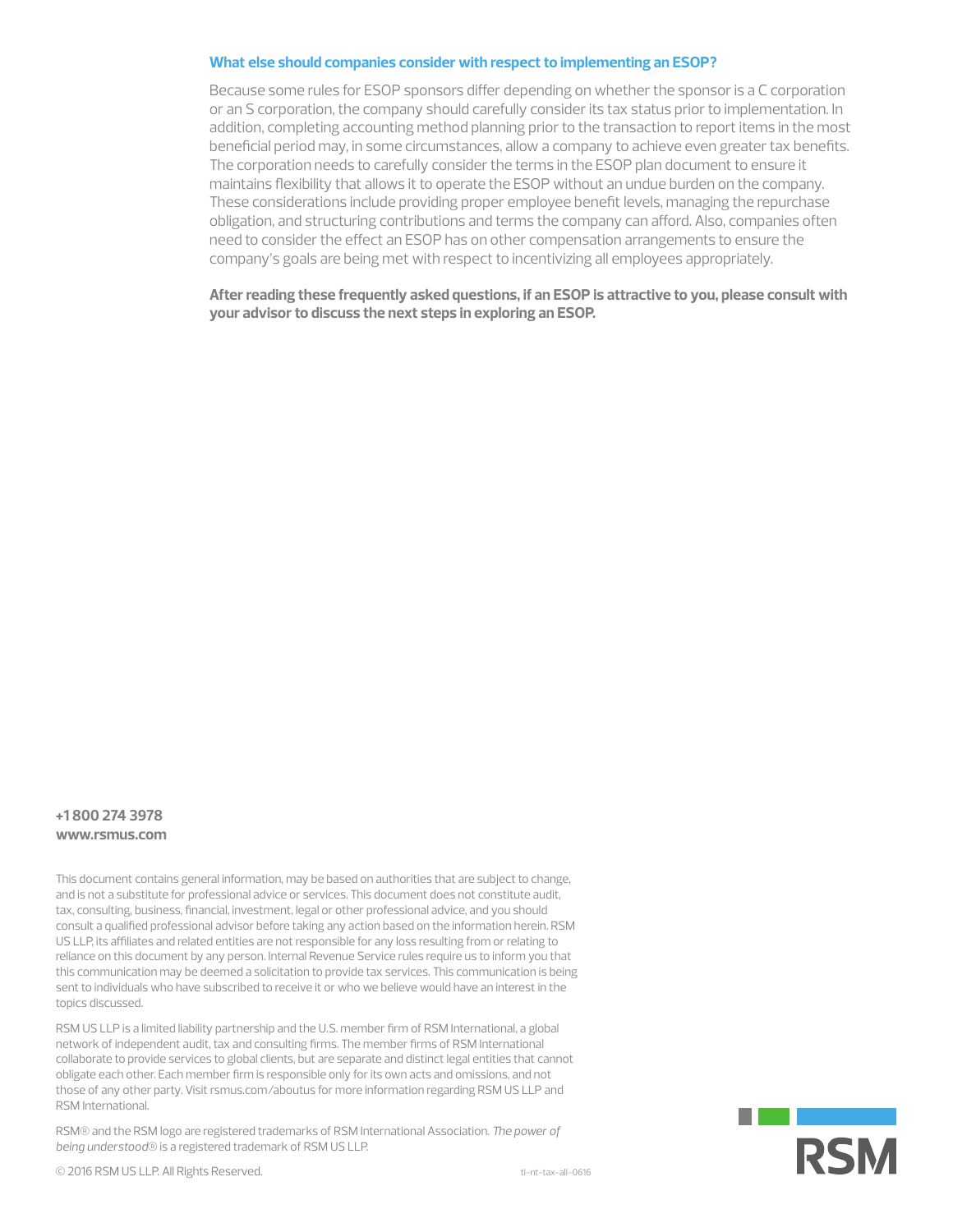### What else should companies consider with respect to implementing an ESOP?

Because some rules for ESOP sponsors differ depending on whether the sponsor is a C corporation or an S corporation, the company should carefully consider its tax status prior to implementation. In addition, completing accounting method planning prior to the transaction to report items in the most beneficial period may, in some circumstances, allow a company to achieve even greater tax benefits. The corporation needs to carefully consider the terms in the ESOP plan document to ensure it maintains flexibility that allows it to operate the ESOP without an undue burden on the company. These considerations include providing proper employee benefit levels, managing the repurchase obligation, and structuring contributions and terms the company can afford. Also, companies often need to consider the effect an ESOP has on other compensation arrangements to ensure the company's goals are being met with respect to incentivizing all employees appropriately.

**After reading these frequently asked questions, if an ESOP is attractive to you, please consult with your advisor to discuss the next steps in exploring an ESOP.**

**+1 800 274 3978**
**www.rsmus.com**

This document contains general information, may be based on authorities that are subject to change, and is not a substitute for professional advice or services. This document does not constitute audit, tax, consulting, business, financial, investment, legal or other professional advice, and you should consult a qualified professional advisor before taking any action based on the information herein. RSM US LLP, its affiliates and related entities are not responsible for any loss resulting from or relating to reliance on this document by any person. Internal Revenue Service rules require us to inform you that this communication may be deemed a solicitation to provide tax services. This communication is being sent to individuals who have subscribed to receive it or who we believe would have an interest in the topics discussed.

RSM US LLP is a limited liability partnership and the U.S. member firm of RSM International, a global network of independent audit, tax and consulting firms. The member firms of RSM International collaborate to provide services to global clients, but are separate and distinct legal entities that cannot obligate each other. Each member firm is responsible only for its own acts and omissions, and not those of any other party. Visit rsmus.com/aboutus for more information regarding RSM US LLP and RSM International.

RSM® and the RSM logo are registered trademarks of RSM International Association. *The power of being understood®* is a registered trademark of RSM US LLP.

© 2016 RSM US LLP. All Rights Reserved.

tl-nt-tax-all-0616

RSM